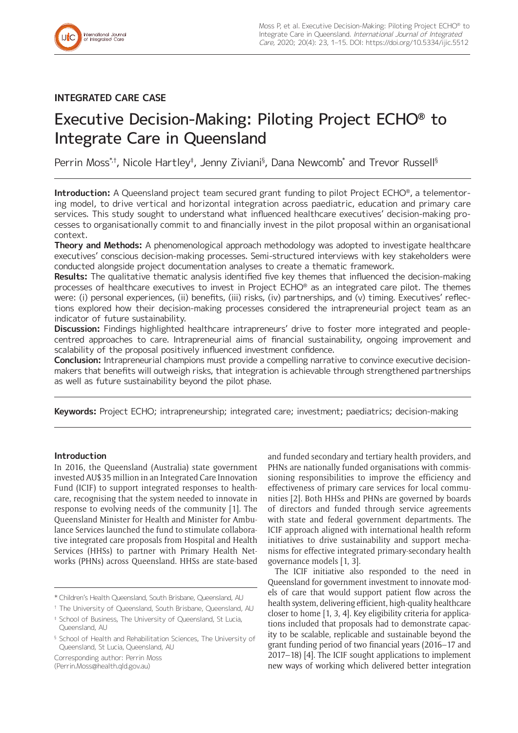INTEGRATED CARE CASE

# Executive Decision-Making: Piloting Project ECHO® to Integrate Care in Queensland

Perrin Moss*,†, Nicole Hartley‡, Jenny Ziviani§, Dana Newcomb* and Trevor Russell§

**Introduction:** A Queensland project team secured grant funding to pilot Project ECHO®, a telementoring model, to drive vertical and horizontal integration across paediatric, education and primary care services. This study sought to understand what influenced healthcare executives' decision-making processes to organisationally commit to and financially invest in the pilot proposal within an organisational context.

**Theory and Methods:** A phenomenological approach methodology was adopted to investigate healthcare executives' conscious decision-making processes. Semi-structured interviews with key stakeholders were conducted alongside project documentation analyses to create a thematic framework.

**Results:** The qualitative thematic analysis identified five key themes that influenced the decision-making processes of healthcare executives to invest in Project ECHO® as an integrated care pilot. The themes were: (i) personal experiences, (ii) benefits, (iii) risks, (iv) partnerships, and (v) timing. Executives' reflections explored how their decision-making processes considered the intrapreneurial project team as an indicator of future sustainability.

**Discussion:** Findings highlighted healthcare intrapreneurs' drive to foster more integrated and people-centred approaches to care. Intrapreneurial aims of financial sustainability, ongoing improvement and scalability of the proposal positively influenced investment confidence.

**Conclusion:** Intrapreneurial champions must provide a compelling narrative to convince executive decision-makers that benefits will outweigh risks, that integration is achievable through strengthened partnerships as well as future sustainability beyond the pilot phase.

**Keywords:** Project ECHO; intrapreneurship; integrated care; investment; paediatrics; decision-making

## Introduction

In 2016, the Queensland (Australia) state government invested AU$35 million in an Integrated Care Innovation Fund (ICIF) to support integrated responses to healthcare, recognising that the system needed to innovate in response to evolving needs of the community [1]. The Queensland Minister for Health and Minister for Ambulance Services launched the fund to stimulate collaborative integrated care proposals from Hospital and Health Services (HHSs) to partner with Primary Health Networks (PHNs) across Queensland. HHSs are state-based and funded secondary and tertiary health providers, and PHNs are nationally funded organisations with commissioning responsibilities to improve the efficiency and effectiveness of primary care services for local communities [2]. Both HHSs and PHNs are governed by boards of directors and funded through service agreements with state and federal government departments. The ICIF approach aligned with international health reform initiatives to drive sustainability and support mechanisms for effective integrated primary-secondary health governance models [1, 3].

The ICIF initiative also responded to the need in Queensland for government investment to innovate models of care that would support patient flow across the health system, delivering efficient, high-quality healthcare closer to home [1, 3, 4]. Key eligibility criteria for applications included that proposals had to demonstrate capacity to be scalable, replicable and sustainable beyond the grant funding period of two financial years (2016–17 and 2017–18) [4]. The ICIF sought applications to implement new ways of working which delivered better integration

\* Children's Health Queensland, South Brisbane, Queensland, AU

† The University of Queensland, South Brisbane, Queensland, AU

‡ School of Business, The University of Queensland, St Lucia, Queensland, AU

§ School of Health and Rehabilitation Sciences, The University of Queensland, St Lucia, Queensland, AU

Corresponding author: Perrin Moss (Perrin.Moss@health.qld.gov.au)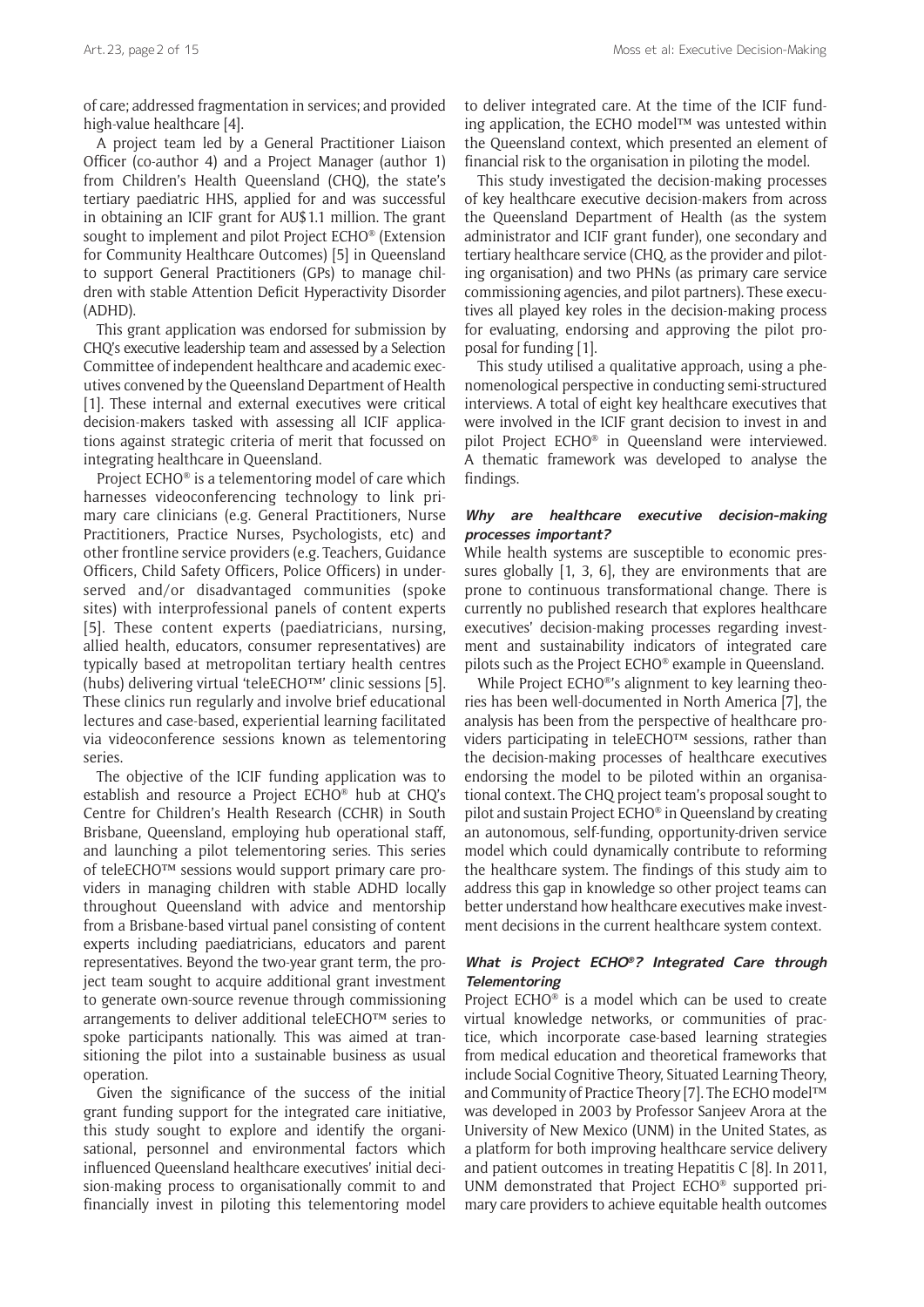of care; addressed fragmentation in services; and provided high-value healthcare [4].

A project team led by a General Practitioner Liaison Officer (co-author 4) and a Project Manager (author 1) from Children's Health Queensland (CHQ), the state's tertiary paediatric HHS, applied for and was successful in obtaining an ICIF grant for AU$1.1 million. The grant sought to implement and pilot Project ECHO® (Extension for Community Healthcare Outcomes) [5] in Queensland to support General Practitioners (GPs) to manage children with stable Attention Deficit Hyperactivity Disorder (ADHD).

This grant application was endorsed for submission by CHQ's executive leadership team and assessed by a Selection Committee of independent healthcare and academic executives convened by the Queensland Department of Health [1]. These internal and external executives were critical decision-makers tasked with assessing all ICIF applications against strategic criteria of merit that focussed on integrating healthcare in Queensland.

Project ECHO® is a telementoring model of care which harnesses videoconferencing technology to link primary care clinicians (e.g. General Practitioners, Nurse Practitioners, Practice Nurses, Psychologists, etc) and other frontline service providers (e.g. Teachers, Guidance Officers, Child Safety Officers, Police Officers) in underserved and/or disadvantaged communities (spoke sites) with interprofessional panels of content experts [5]. These content experts (paediatricians, nursing, allied health, educators, consumer representatives) are typically based at metropolitan tertiary health centres (hubs) delivering virtual 'teleECHO™' clinic sessions [5]. These clinics run regularly and involve brief educational lectures and case-based, experiential learning facilitated via videoconference sessions known as telementoring series.

The objective of the ICIF funding application was to establish and resource a Project ECHO® hub at CHQ's Centre for Children's Health Research (CCHR) in South Brisbane, Queensland, employing hub operational staff, and launching a pilot telementoring series. This series of teleECHO™ sessions would support primary care providers in managing children with stable ADHD locally throughout Queensland with advice and mentorship from a Brisbane-based virtual panel consisting of content experts including paediatricians, educators and parent representatives. Beyond the two-year grant term, the project team sought to acquire additional grant investment to generate own-source revenue through commissioning arrangements to deliver additional teleECHO™ series to spoke participants nationally. This was aimed at transitioning the pilot into a sustainable business as usual operation.

Given the significance of the success of the initial grant funding support for the integrated care initiative, this study sought to explore and identify the organisational, personnel and environmental factors which influenced Queensland healthcare executives' initial decision-making process to organisationally commit to and financially invest in piloting this telementoring model to deliver integrated care. At the time of the ICIF funding application, the ECHO model™ was untested within the Queensland context, which presented an element of financial risk to the organisation in piloting the model.

This study investigated the decision-making processes of key healthcare executive decision-makers from across the Queensland Department of Health (as the system administrator and ICIF grant funder), one secondary and tertiary healthcare service (CHQ, as the provider and piloting organisation) and two PHNs (as primary care service commissioning agencies, and pilot partners). These executives all played key roles in the decision-making process for evaluating, endorsing and approving the pilot proposal for funding [1].

This study utilised a qualitative approach, using a phenomenological perspective in conducting semi-structured interviews. A total of eight key healthcare executives that were involved in the ICIF grant decision to invest in and pilot Project ECHO® in Queensland were interviewed. A thematic framework was developed to analyse the findings.

### *Why are healthcare executive decision-making processes important?*

While health systems are susceptible to economic pressures globally [1, 3, 6], they are environments that are prone to continuous transformational change. There is currently no published research that explores healthcare executives' decision-making processes regarding investment and sustainability indicators of integrated care pilots such as the Project ECHO® example in Queensland.

While Project ECHO®'s alignment to key learning theories has been well-documented in North America [7], the analysis has been from the perspective of healthcare providers participating in teleECHO™ sessions, rather than the decision-making processes of healthcare executives endorsing the model to be piloted within an organisational context. The CHQ project team's proposal sought to pilot and sustain Project ECHO® in Queensland by creating an autonomous, self-funding, opportunity-driven service model which could dynamically contribute to reforming the healthcare system. The findings of this study aim to address this gap in knowledge so other project teams can better understand how healthcare executives make investment decisions in the current healthcare system context.

### *What is Project ECHO®? Integrated Care through Telementoring*

Project ECHO® is a model which can be used to create virtual knowledge networks, or communities of practice, which incorporate case-based learning strategies from medical education and theoretical frameworks that include Social Cognitive Theory, Situated Learning Theory, and Community of Practice Theory [7]. The ECHO model™ was developed in 2003 by Professor Sanjeev Arora at the University of New Mexico (UNM) in the United States, as a platform for both improving healthcare service delivery and patient outcomes in treating Hepatitis C [8]. In 2011, UNM demonstrated that Project ECHO® supported primary care providers to achieve equitable health outcomes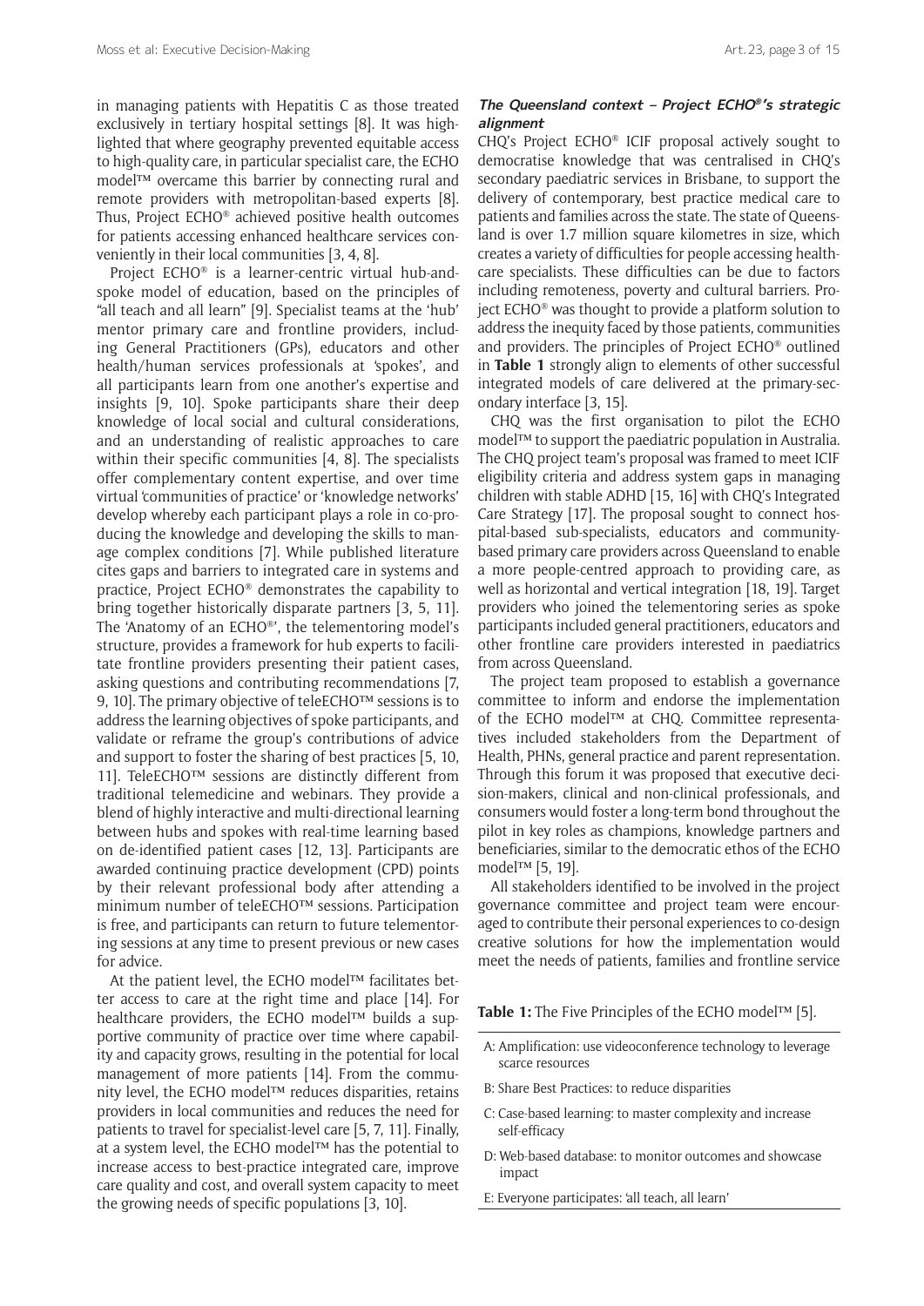in managing patients with Hepatitis C as those treated exclusively in tertiary hospital settings [8]. It was highlighted that where geography prevented equitable access to high-quality care, in particular specialist care, the ECHO model™ overcame this barrier by connecting rural and remote providers with metropolitan-based experts [8]. Thus, Project ECHO® achieved positive health outcomes for patients accessing enhanced healthcare services conveniently in their local communities [3, 4, 8].

Project ECHO® is a learner-centric virtual hub-and-spoke model of education, based on the principles of "all teach and all learn" [9]. Specialist teams at the 'hub' mentor primary care and frontline providers, including General Practitioners (GPs), educators and other health/human services professionals at 'spokes', and all participants learn from one another's expertise and insights [9, 10]. Spoke participants share their deep knowledge of local social and cultural considerations, and an understanding of realistic approaches to care within their specific communities [4, 8]. The specialists offer complementary content expertise, and over time virtual 'communities of practice' or 'knowledge networks' develop whereby each participant plays a role in co-producing the knowledge and developing the skills to manage complex conditions [7]. While published literature cites gaps and barriers to integrated care in systems and practice, Project ECHO® demonstrates the capability to bring together historically disparate partners [3, 5, 11]. The 'Anatomy of an ECHO®', the telementoring model's structure, provides a framework for hub experts to facilitate frontline providers presenting their patient cases, asking questions and contributing recommendations [7, 9, 10]. The primary objective of teleECHO™ sessions is to address the learning objectives of spoke participants, and validate or reframe the group's contributions of advice and support to foster the sharing of best practices [5, 10, 11]. TeleECHO™ sessions are distinctly different from traditional telemedicine and webinars. They provide a blend of highly interactive and multi-directional learning between hubs and spokes with real-time learning based on de-identified patient cases [12, 13]. Participants are awarded continuing practice development (CPD) points by their relevant professional body after attending a minimum number of teleECHO™ sessions. Participation is free, and participants can return to future telementoring sessions at any time to present previous or new cases for advice.

At the patient level, the ECHO model™ facilitates better access to care at the right time and place [14]. For healthcare providers, the ECHO model™ builds a supportive community of practice over time where capability and capacity grows, resulting in the potential for local management of more patients [14]. From the community level, the ECHO model™ reduces disparities, retains providers in local communities and reduces the need for patients to travel for specialist-level care [5, 7, 11]. Finally, at a system level, the ECHO model™ has the potential to increase access to best-practice integrated care, improve care quality and cost, and overall system capacity to meet the growing needs of specific populations [3, 10].

### *The Queensland context – Project ECHO®'s strategic alignment*

CHQ's Project ECHO® ICIF proposal actively sought to democratise knowledge that was centralised in CHQ's secondary paediatric services in Brisbane, to support the delivery of contemporary, best practice medical care to patients and families across the state. The state of Queensland is over 1.7 million square kilometres in size, which creates a variety of difficulties for people accessing healthcare specialists. These difficulties can be due to factors including remoteness, poverty and cultural barriers. Project ECHO® was thought to provide a platform solution to address the inequity faced by those patients, communities and providers. The principles of Project ECHO® outlined in **Table 1** strongly align to elements of other successful integrated models of care delivered at the primary-secondary interface [3, 15].

CHQ was the first organisation to pilot the ECHO model™ to support the paediatric population in Australia. The CHQ project team's proposal was framed to meet ICIF eligibility criteria and address system gaps in managing children with stable ADHD [15, 16] with CHQ's Integrated Care Strategy [17]. The proposal sought to connect hospital-based sub-specialists, educators and community-based primary care providers across Queensland to enable a more people-centred approach to providing care, as well as horizontal and vertical integration [18, 19]. Target providers who joined the telementoring series as spoke participants included general practitioners, educators and other frontline care providers interested in paediatrics from across Queensland.

The project team proposed to establish a governance committee to inform and endorse the implementation of the ECHO model™ at CHQ. Committee representatives included stakeholders from the Department of Health, PHNs, general practice and parent representation. Through this forum it was proposed that executive decision-makers, clinical and non-clinical professionals, and consumers would foster a long-term bond throughout the pilot in key roles as champions, knowledge partners and beneficiaries, similar to the democratic ethos of the ECHO model™ [5, 19].

All stakeholders identified to be involved in the project governance committee and project team were encouraged to contribute their personal experiences to co-design creative solutions for how the implementation would meet the needs of patients, families and frontline service

**Table 1:** The Five Principles of the ECHO model™ [5].

| |
|---|
| A: Amplification: use videoconference technology to leverage scarce resources |
| B: Share Best Practices: to reduce disparities |
| C: Case-based learning: to master complexity and increase self-efficacy |
| D: Web-based database: to monitor outcomes and showcase impact |
| E: Everyone participates: 'all teach, all learn' |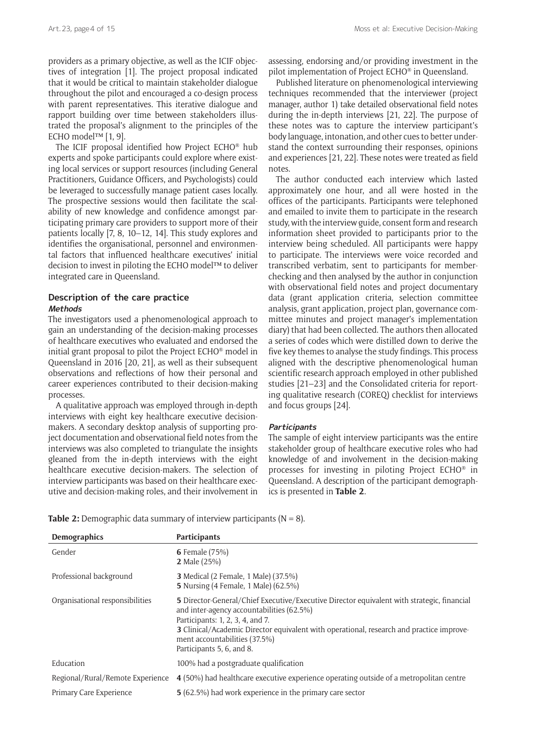providers as a primary objective, as well as the ICIF objectives of integration [1]. The project proposal indicated that it would be critical to maintain stakeholder dialogue throughout the pilot and encouraged a co-design process with parent representatives. This iterative dialogue and rapport building over time between stakeholders illustrated the proposal's alignment to the principles of the ECHO model™ [1, 9].

The ICIF proposal identified how Project ECHO® hub experts and spoke participants could explore where existing local services or support resources (including General Practitioners, Guidance Officers, and Psychologists) could be leveraged to successfully manage patient cases locally. The prospective sessions would then facilitate the scalability of new knowledge and confidence amongst participating primary care providers to support more of their patients locally [7, 8, 10–12, 14]. This study explores and identifies the organisational, personnel and environmental factors that influenced healthcare executives' initial decision to invest in piloting the ECHO model™ to deliver integrated care in Queensland.

## Description of the care practice

### *Methods*

The investigators used a phenomenological approach to gain an understanding of the decision-making processes of healthcare executives who evaluated and endorsed the initial grant proposal to pilot the Project ECHO® model in Queensland in 2016 [20, 21], as well as their subsequent observations and reflections of how their personal and career experiences contributed to their decision-making processes.

A qualitative approach was employed through in-depth interviews with eight key healthcare executive decision-makers. A secondary desktop analysis of supporting project documentation and observational field notes from the interviews was also completed to triangulate the insights gleaned from the in-depth interviews with the eight healthcare executive decision-makers. The selection of interview participants was based on their healthcare executive and decision-making roles, and their involvement in assessing, endorsing and/or providing investment in the pilot implementation of Project ECHO® in Queensland.

Published literature on phenomenological interviewing techniques recommended that the interviewer (project manager, author 1) take detailed observational field notes during the in-depth interviews [21, 22]. The purpose of these notes was to capture the interview participant's body language, intonation, and other cues to better understand the context surrounding their responses, opinions and experiences [21, 22]. These notes were treated as field notes.

The author conducted each interview which lasted approximately one hour, and all were hosted in the offices of the participants. Participants were telephoned and emailed to invite them to participate in the research study, with the interview guide, consent form and research information sheet provided to participants prior to the interview being scheduled. All participants were happy to participate. The interviews were voice recorded and transcribed verbatim, sent to participants for member-checking and then analysed by the author in conjunction with observational field notes and project documentary data (grant application criteria, selection committee analysis, grant application, project plan, governance committee minutes and project manager's implementation diary) that had been collected. The authors then allocated a series of codes which were distilled down to derive the five key themes to analyse the study findings. This process aligned with the descriptive phenomenological human scientific research approach employed in other published studies [21–23] and the Consolidated criteria for reporting qualitative research (COREQ) checklist for interviews and focus groups [24].

### *Participants*

The sample of eight interview participants was the entire stakeholder group of healthcare executive roles who had knowledge of and involvement in the decision-making processes for investing in piloting Project ECHO® in Queensland. A description of the participant demographics is presented in **Table 2**.

**Table 2:** Demographic data summary of interview participants (N = 8).

| Demographics | Participants |
|---|---|
| Gender | **6** Female (75%)<br>**2** Male (25%) |
| Professional background | **3** Medical (2 Female, 1 Male) (37.5%)<br>**5** Nursing (4 Female, 1 Male) (62.5%) |
| Organisational responsibilities | **5** Director-General/Chief Executive/Executive Director equivalent with strategic, financial and inter-agency accountabilities (62.5%)<br>Participants: 1, 2, 3, 4, and 7.<br>**3** Clinical/Academic Director equivalent with operational, research and practice improvement accountabilities (37.5%)<br>Participants 5, 6, and 8. |
| Education | 100% had a postgraduate qualification |
| Regional/Rural/Remote Experience | **4** (50%) had healthcare executive experience operating outside of a metropolitan centre |
| Primary Care Experience | **5** (62.5%) had work experience in the primary care sector |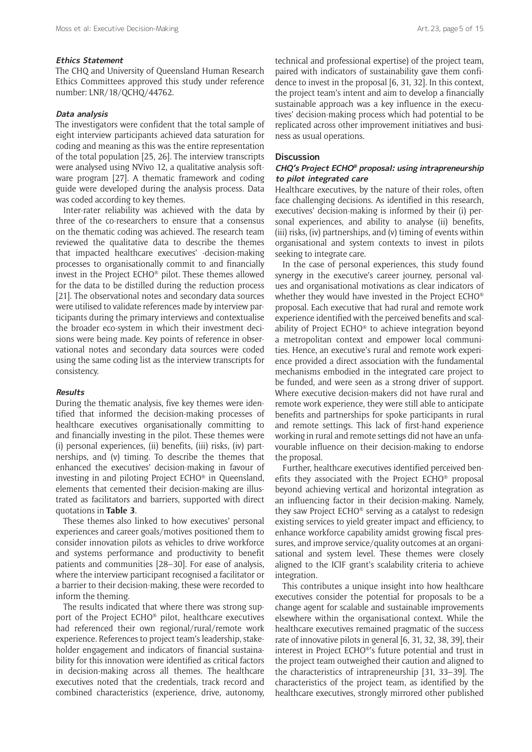#### Ethics Statement

The CHQ and University of Queensland Human Research Ethics Committees approved this study under reference number: LNR/18/QCHQ/44762.

#### Data analysis

The investigators were confident that the total sample of eight interview participants achieved data saturation for coding and meaning as this was the entire representation of the total population [25, 26]. The interview transcripts were analysed using NVivo 12, a qualitative analysis software program [27]. A thematic framework and coding guide were developed during the analysis process. Data was coded according to key themes.

Inter-rater reliability was achieved with the data by three of the co-researchers to ensure that a consensus on the thematic coding was achieved. The research team reviewed the qualitative data to describe the themes that impacted healthcare executives' -decision-making processes to organisationally commit to and financially invest in the Project ECHO® pilot. These themes allowed for the data to be distilled during the reduction process [21]. The observational notes and secondary data sources were utilised to validate references made by interview participants during the primary interviews and contextualise the broader eco-system in which their investment decisions were being made. Key points of reference in observational notes and secondary data sources were coded using the same coding list as the interview transcripts for consistency.

#### Results

During the thematic analysis, five key themes were identified that informed the decision-making processes of healthcare executives organisationally committing to and financially investing in the pilot. These themes were (i) personal experiences, (ii) benefits, (iii) risks, (iv) partnerships, and (v) timing. To describe the themes that enhanced the executives' decision-making in favour of investing in and piloting Project ECHO® in Queensland, elements that cemented their decision-making are illustrated as facilitators and barriers, supported with direct quotations in **Table 3**.

These themes also linked to how executives' personal experiences and career goals/motives positioned them to consider innovation pilots as vehicles to drive workforce and systems performance and productivity to benefit patients and communities [28–30]. For ease of analysis, where the interview participant recognised a facilitator or a barrier to their decision-making, these were recorded to inform the theming.

The results indicated that where there was strong support of the Project ECHO® pilot, healthcare executives had referenced their own regional/rural/remote work experience. References to project team's leadership, stakeholder engagement and indicators of financial sustainability for this innovation were identified as critical factors in decision-making across all themes. The healthcare executives noted that the credentials, track record and combined characteristics (experience, drive, autonomy, technical and professional expertise) of the project team, paired with indicators of sustainability gave them confidence to invest in the proposal [6, 31, 32]. In this context, the project team's intent and aim to develop a financially sustainable approach was a key influence in the executives' decision-making process which had potential to be replicated across other improvement initiatives and business as usual operations.

## Discussion

#### CHQ's Project ECHO® proposal: using intrapreneurship to pilot integrated care

Healthcare executives, by the nature of their roles, often face challenging decisions. As identified in this research, executives' decision-making is informed by their (i) personal experiences, and ability to analyse (ii) benefits, (iii) risks, (iv) partnerships, and (v) timing of events within organisational and system contexts to invest in pilots seeking to integrate care.

In the case of personal experiences, this study found synergy in the executive's career journey, personal values and organisational motivations as clear indicators of whether they would have invested in the Project ECHO® proposal. Each executive that had rural and remote work experience identified with the perceived benefits and scalability of Project ECHO® to achieve integration beyond a metropolitan context and empower local communities. Hence, an executive's rural and remote work experience provided a direct association with the fundamental mechanisms embodied in the integrated care project to be funded, and were seen as a strong driver of support. Where executive decision-makers did not have rural and remote work experience, they were still able to anticipate benefits and partnerships for spoke participants in rural and remote settings. This lack of first-hand experience working in rural and remote settings did not have an unfavourable influence on their decision-making to endorse the proposal.

Further, healthcare executives identified perceived benefits they associated with the Project ECHO® proposal beyond achieving vertical and horizontal integration as an influencing factor in their decision-making. Namely, they saw Project ECHO® serving as a catalyst to redesign existing services to yield greater impact and efficiency, to enhance workforce capability amidst growing fiscal pressures, and improve service/quality outcomes at an organisational and system level. These themes were closely aligned to the ICIF grant's scalability criteria to achieve integration.

This contributes a unique insight into how healthcare executives consider the potential for proposals to be a change agent for scalable and sustainable improvements elsewhere within the organisational context. While the healthcare executives remained pragmatic of the success rate of innovative pilots in general [6, 31, 32, 38, 39], their interest in Project ECHO®'s future potential and trust in the project team outweighed their caution and aligned to the characteristics of intrapreneurship [31, 33–39]. The characteristics of the project team, as identified by the healthcare executives, strongly mirrored other published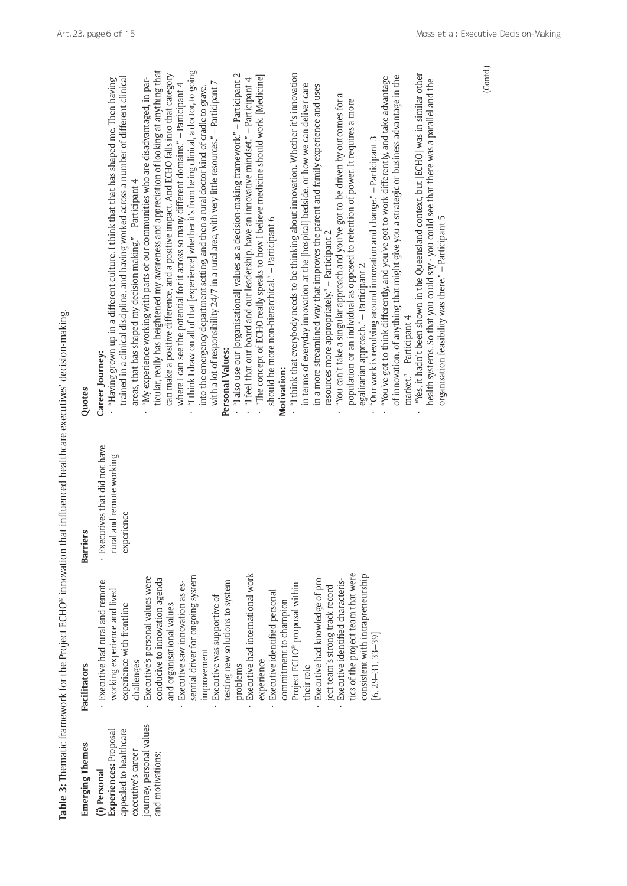**Table 3:** Thematic framework for the Project ECHO® innovation that influenced healthcare executives' decision-making.

| Emerging Themes | Facilitators | Barriers | Quotes |
|---|---|---|---|
| **(i) Personal Experiences:** Proposal appealed to healthcare executive's career journey, personal values and motivations; | · Executive had rural and remote working experience and lived experience with frontline challenges<br>· Executive's personal values were conducive to innovation agenda and organisational values<br>· Executive saw innovation as essential driver for ongoing system improvement<br>· Executive was supportive of testing new solutions to system problems<br>· Executive had international work experience<br>· Executive identified personal commitment to champion Project ECHO® proposal within their role<br>· Executive had knowledge of project team's strong track record<br>· Executive identified characteristics of the project team that were consistent with intrapreneurship [6, 29–31, 33–39] | · Executives that did not have rural and remote working experience | **Career Journey:**<br>· "Having grown up in a different culture, I think that that has shaped me. Then having trained in a clinical discipline, and having worked across a number of different clinical areas, that has shaped my decision making." – Participant 4<br>· "My experience working with parts of our communities who are disadvantaged, in particular, really has heightened my awareness and appreciation of looking at anything that can make a positive difference, and a positive impact. And ECHO falls into that category where I can see the potential for it across so many different domains." – Participant 4<br>· "I think I draw on all of that [experience] whether it's from being clinical, a doctor, to going into the emergency department setting, and then a rural doctor kind of cradle to grave, with a lot of responsibility 24/7 in a rural area, with very little resources." – Participant 7<br>**Personal Values:**<br>· "I also use our [organisational] values as a decision-making framework." – Participant 2<br>· "I feel that our board and our leadership, have an innovative mindset." – Participant 4<br>· "The concept of ECHO really speaks to how I believe medicine should work. [Medicine] should be more non-hierarchical." – Participant 6<br>**Motivation:**<br>· "I think that everybody needs to be thinking about innovation. Whether it's innovation in terms of everyday innovation at the [hospital] bedside, or how we can deliver care in a more streamlined way that improves the parent and family experience and uses resources more appropriately." – Participant 2<br>· "You can't take a singular approach and you've got to be driven by outcomes for a population or an individual as opposed to retention of power. It requires a more egalitarian approach." – Participant 2<br>· "Our work is revolving around innovation and change." – Participant 3<br>· "You've got to think differently, and you've got to work differently, and take advantage of innovation, of anything that might give you a strategic or business advantage in the market." – Participant 4<br>· "Yes, it hadn't been shown in the Queensland context, but [ECHO] was in similar other health systems. So that you could say - you could see that there was a parallel and the organisation feasibility was there." – Participant 5 |

(Contd.)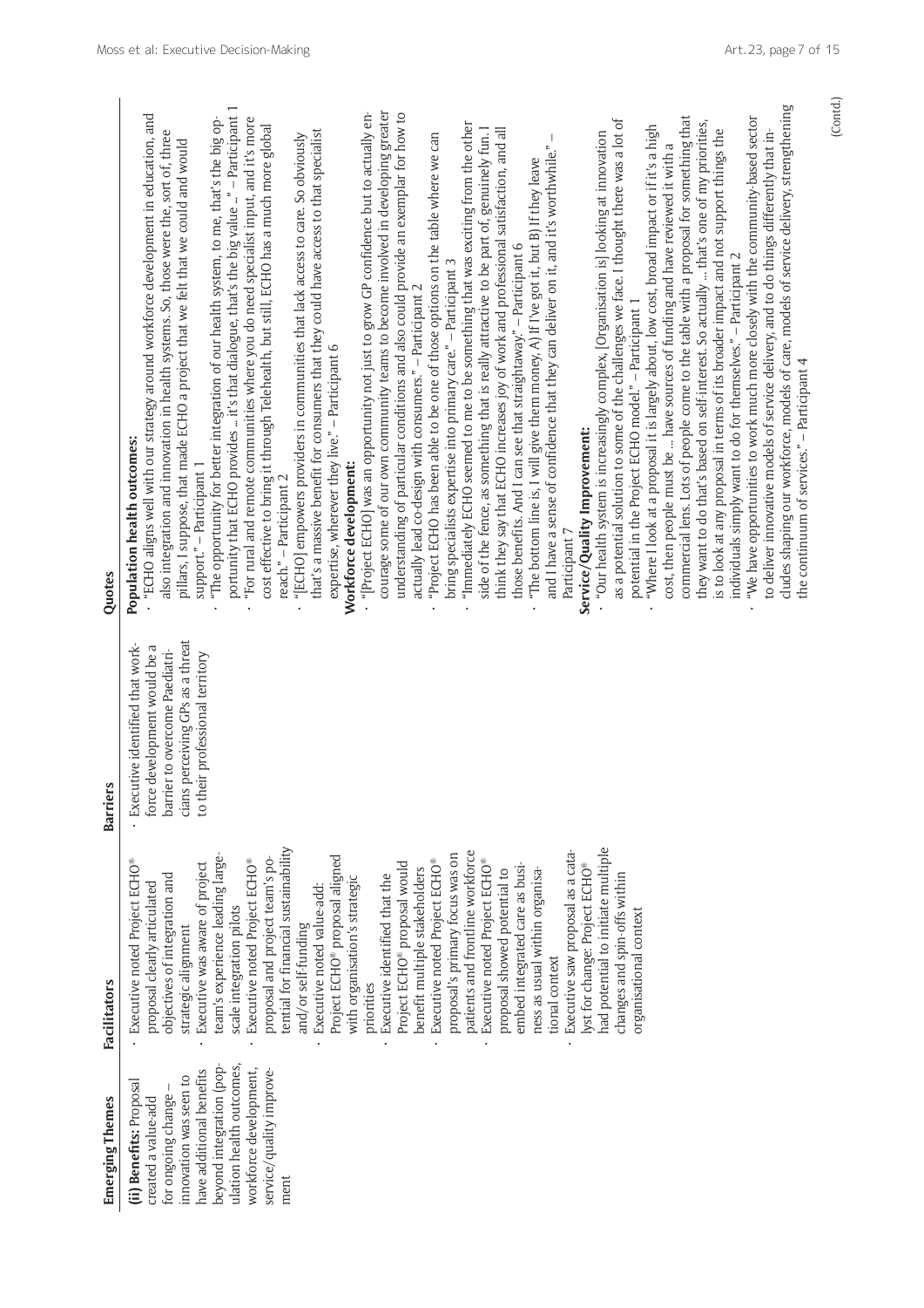| Emerging Themes | Facilitators | Barriers | Quotes |
|---|---|---|---|
| **(ii) Benefits:** Proposal created a value-add for ongoing change – innovation was seen to have additional benefits beyond integration (population health outcomes, workforce development, service/quality improvement | · Executive noted Project ECHO® proposal clearly articulated objectives of integration and strategic alignment<br>· Executive was aware of project team's experience leading large-scale integration pilots<br>· Executive noted Project ECHO® proposal and project team's potential for financial sustainability and/or self-funding<br>· Executive noted value-add: Project ECHO® proposal aligned with organisation's strategic priorities<br>· Executive identified that the Project ECHO® proposal would benefit multiple stakeholders<br>· Executive noted Project ECHO® proposal's primary focus was on patients and frontline workforce<br>· Executive noted Project ECHO® proposal showed potential to embed integrated care as business as usual within organisational context<br>· Executive saw proposal as a catalyst for change: Project ECHO® had potential to initiate multiple changes and spin-offs within organisational context | · Executive identified that workforce development would be a barrier to overcome Paediatricians perceiving GPs as a threat to their professional territory | **Population health outcomes:**<br>· "ECHO aligns well with our strategy around workforce development in education, and also integration and innovation in health systems. So, those were the, sort of, three pillars, I suppose, that made ECHO a project that we felt that we could and would support." – Participant 1<br>· "The opportunity for better integration of our health system, to me, that's the big opportunity that ECHO provides ... it's that dialogue, that's the big value ..." – Participant 1<br>· "For rural and remote communities where you do need specialist input, and it's more cost effective to bring it through Telehealth, but still, ECHO has a much more global reach." – Participant 2<br>· "[ECHO] empowers providers in communities that lack access to care. So obviously that's a massive benefit for consumers that they could have access to that specialist expertise, wherever they live." – Participant 6<br>**Workforce development:**<br>· "[Project ECHO] was an opportunity not just to grow GP confidence but to actually encourage some of our own community teams to become involved in developing greater understanding of particular conditions and also could provide an exemplar for how to actually lead co-design with consumers." – Participant 2<br>· "Project ECHO has been able to be one of those options on the table where we can bring specialists expertise into primary care." – Participant 3<br>· "Immediately ECHO seemed to me to be something that was exciting from the other side of the fence, as something that is really attractive to be part of, genuinely fun. I think they say that ECHO increases joy of work and professional satisfaction, and all those benefits. And I can see that straightaway." – Participant 6<br>· "The bottom line is, I will give them money, A) If I've got it, but B) If they leave and I have a sense of confidence that they can deliver on it, and it's worthwhile." – Participant 7<br>**Service/Quality Improvement:**<br>· "Our health system is increasingly complex, [Organisation is] looking at innovation as a potential solution to some of the challenges we face. I thought there was a lot of potential in the Project ECHO model." – Participant 1<br>· "Where I look at a proposal it is largely about, low cost, broad impact or if it's a high cost, then people must be ... have sources of funding and have reviewed it with a commercial lens. Lots of people come to the table with a proposal for something that they want to do that's based on self-interest. So actually ... that's one of my priorities, is to look at any proposal in terms of its broader impact and not support things the individuals simply want to do for themselves." – Participant 2<br>· "We have opportunities to work much more closely with the community-based sector to deliver innovative models of service delivery, and to do things differently that includes shaping our workforce, models of care, models of service delivery, strengthening the continuum of services." – Participant 4 |

(Contd.)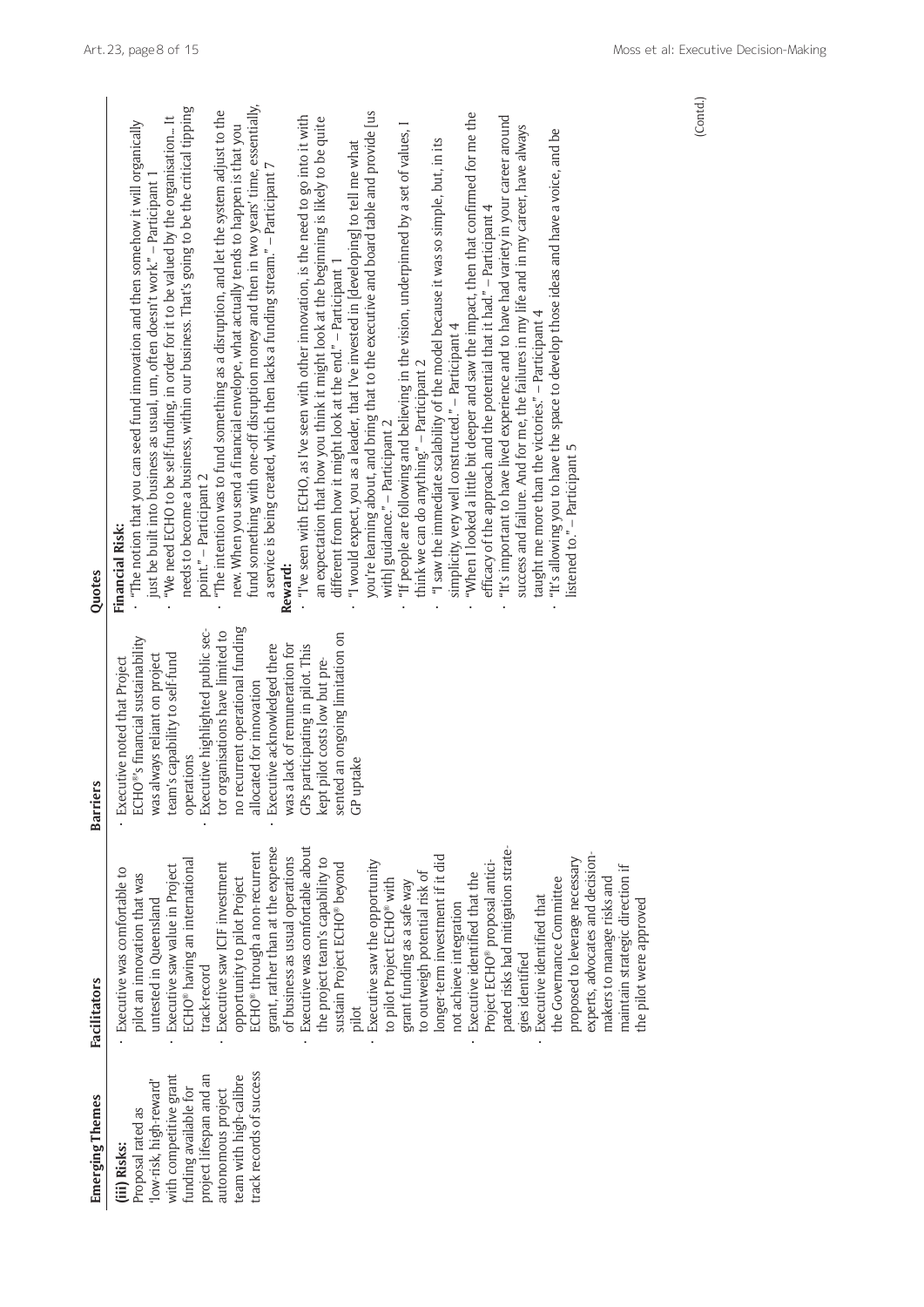| Emerging Themes | Facilitators | Barriers | Quotes |
|---|---|---|---|
| **(iii) Risks:** Proposal rated as 'low-risk, high-reward' with competitive grant funding available for project lifespan and an autonomous project team with high-calibre track records of success | · Executive was comfortable to pilot an innovation that was untested in Queensland<br>· Executive saw value in Project ECHO® having an international track-record<br>· Executive saw ICIF investment opportunity to pilot Project ECHO® through a non-recurrent grant, rather than at the expense of business as usual operations<br>· Executive was comfortable about the project team's capability to sustain Project ECHO® beyond pilot<br>· Executive saw the opportunity to pilot Project ECHO® with grant funding as a safe way to outweigh potential risk of longer-term investment if it did not achieve integration<br>· Executive identified that the Project ECHO® proposal anticipated risks had mitigation strategies identified<br>· Executive identified that the Governance Committee proposed to leverage necessary experts, advocates and decision-makers to manage risks and maintain strategic direction if the pilot were approved | · Executive noted that Project ECHO®'s financial sustainability was always reliant on project team's capability to self-fund operations<br>· Executive highlighted public sector organisations have limited to no recurrent operational funding allocated for innovation<br>· Executive acknowledged there was a lack of remuneration for GPs participating in pilot. This kept pilot costs low but presented an ongoing limitation on GP uptake | **Financial Risk:**<br>· "The notion that you can seed fund innovation and then somehow it will organically just be built into business as usual, um, often doesn't work." – Participant 1<br>· "We need ECHO to be self-funding, in order for it to be valued by the organisation... It needs to become a business, within our business. That's going to be the critical tipping point." – Participant 2<br>· "The intention was to fund something as a disruption, and let the system adjust to the new. When you send a financial envelope, what actually tends to happen is that you fund something with one-off disruption money and then in two years' time, essentially, a service is being created, which then lacks a funding stream." – Participant 7<br>**Reward:**<br>· "I've seen with ECHO, as I've seen with other innovation, is the need to go into it with an expectation that how you think it might look at the beginning is likely to be quite different from how it might look at the end." – Participant 1<br>· "I would expect, you as a leader, that I've invested in [developing] to tell me what you're learning about, and bring that to the executive and board table and provide [us with] guidance." – Participant 2<br>· "If people are following and believing in the vision, underpinned by a set of values, I think we can do anything." – Participant 2<br>· "I saw the immediate scalability of the model because it was so simple, but, in its simplicity, very well constructed." – Participant 4<br>· "When I looked a little bit deeper and saw the impact, then that confirmed for me the efficacy of the approach and the potential that it had." – Participant 4<br>· "It's important to have lived experience and to have had variety in your career around success and failure. And for me, the failures in my life and in my career, have always taught me more than the victories." – Participant 4<br>· "It's allowing you to have the space to develop those ideas and have a voice, and be listened to." – Participant 5 |

(Contd.)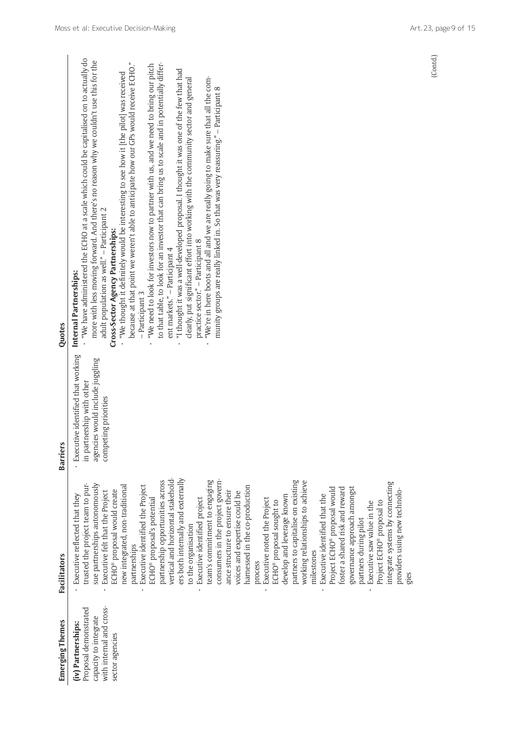| Emerging Themes | Facilitators | Barriers | Quotes |
|---|---|---|---|
| **(iv) Partnerships:** Proposal demonstrated capacity to integrate with internal and cross-sector agencies | · Executive reflected that they trusted the project team to pursue partnerships autonomously<br>· Executive felt that the Project ECHO® proposal would create new integrated, non-traditional partnerships<br>· Executive identified the Project ECHO® proposal's potential partnership opportunities across vertical and horizontal stakeholders both internally and externally to the organisation<br>· Executive identified project team's commitment to engaging consumers in the project governance structure to ensure their voices and expertise could be harnessed in the co-production process<br>· Executive noted the Project ECHO® proposal sought to develop and leverage known partners to capitalise on existing working relationships to achieve milestones<br>· Executive identified that the Project ECHO® proposal would foster a shared risk and reward governance approach amongst partners during pilot<br>· Executive saw value in the Project ECHO® proposal to integrate systems by connecting providers using new technologies | · Executive identified that working in partnership with other agencies would include juggling competing priorities | **Internal Partnerships:**<br>· "We have administered the ECHO at a scale which could be capitalised on to actually do more with less moving forward. And there's no reason why we couldn't use this for the adult population as well." – Participant 2<br>**Cross-Sector Agency Partnerships:**<br>· "We thought it definitely would be interesting to see how it [the pilot] was received because at that point we weren't able to anticipate how our GPs would receive ECHO." – Participant 3<br>· "We need to look for investors now to partner with us, and we need to bring our pitch to that table, to look for an investor that can bring us to scale and in potentially different markets." – Participant 4<br>· "I thought it was a well-developed proposal. I thought it was one of the few that had clearly, put significant effort into working with the community sector and general practice sector." – Participant 8<br>· "We're in here boots and all and we are really going to make sure that all the community groups are really linked in. So that was very reassuring." – Participant 8 |

(Contd.)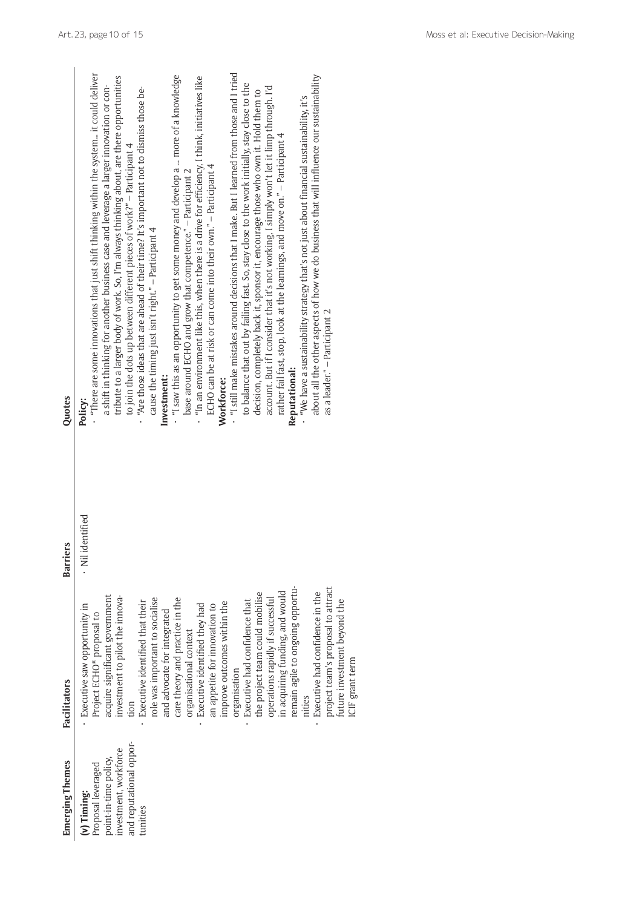| Emerging Themes | Facilitators | Barriers | Quotes |
|---|---|---|---|
| **(v) Timing:** Proposal leveraged point-in-time policy, investment, workforce and reputational opportunities | · Executive saw opportunity in Project ECHO® proposal to acquire significant government investment to pilot the innovation<br>· Executive identified that their role was important to socialise and advocate for integrated care theory and practice in the organisational context<br>· Executive identified they had an appetite for innovation to improve outcomes within the organisation<br>· Executive had confidence that the project team could mobilise operations rapidly if successful in acquiring funding, and would remain agile to ongoing opportunities<br>· Executive had confidence in the project team's proposal to attract future investment beyond the ICIF grant term | · Nil identified | **Policy:**<br>· "There are some innovations that just shift thinking within the system... it could deliver a shift in thinking for another business case and leverage a larger innovation or contribute to a larger body of work. So, I'm always thinking about, are there opportunities to join the dots up between different pieces of work?" – Participant 4<br>· "Are those ideas that are ahead of their time? It's important not to dismiss those because the timing just isn't right." – Participant 4<br>**Investment:**<br>· "I saw this as an opportunity to get some money and develop a ... more of a knowledge base around ECHO and grow that competence." – Participant 2<br>· "In an environment like this, when there is a drive for efficiency, I think, initiatives like ECHO can be at risk or can come into their own." – Participant 4<br>**Workforce:**<br>· "I still make mistakes around decisions that I make. But I learned from those and I tried to balance that out by failing fast. So, stay close to the work initially, stay close to the decision, completely back it, sponsor it, encourage those who own it. Hold them to account. But if I consider that it's not working, I simply won't let it limp through. I'd rather fail fast, stop, look at the learnings, and move on." – Participant 4<br>**Reputational:**<br>· "We have a sustainability strategy that's not just about financial sustainability, it's about all the other aspects of how we do business that will influence our sustainability as a leader." – Participant 2 |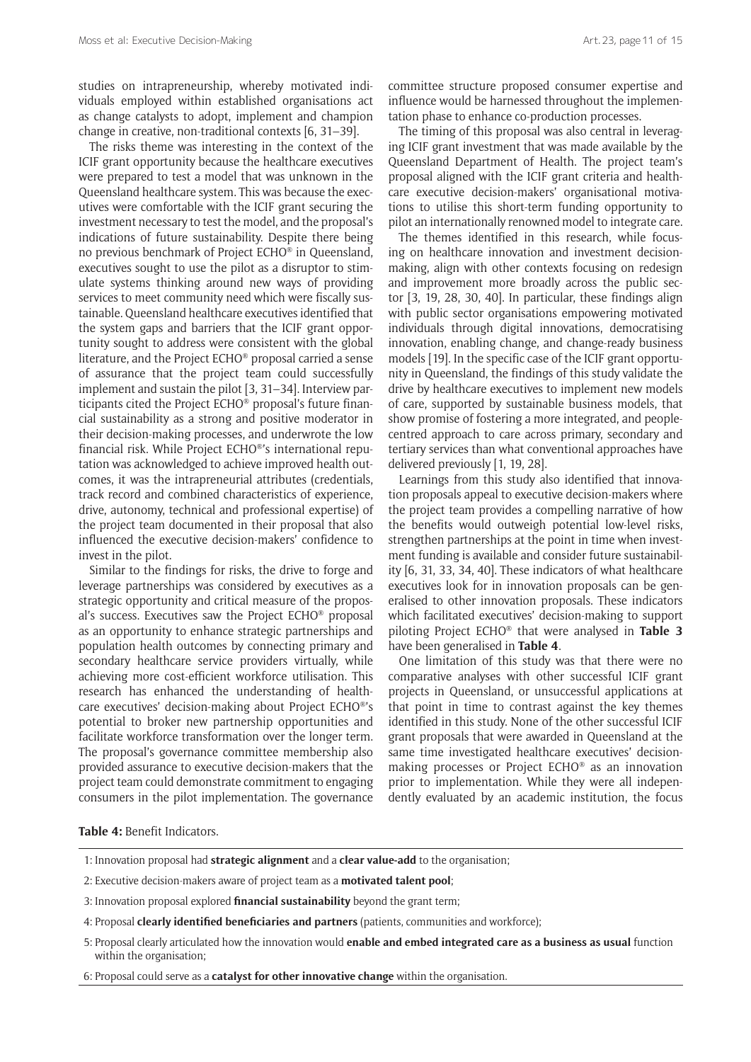studies on intrapreneurship, whereby motivated individuals employed within established organisations act as change catalysts to adopt, implement and champion change in creative, non-traditional contexts [6, 31–39].

The risks theme was interesting in the context of the ICIF grant opportunity because the healthcare executives were prepared to test a model that was unknown in the Queensland healthcare system. This was because the executives were comfortable with the ICIF grant securing the investment necessary to test the model, and the proposal's indications of future sustainability. Despite there being no previous benchmark of Project ECHO® in Queensland, executives sought to use the pilot as a disruptor to stimulate systems thinking around new ways of providing services to meet community need which were fiscally sustainable. Queensland healthcare executives identified that the system gaps and barriers that the ICIF grant opportunity sought to address were consistent with the global literature, and the Project ECHO® proposal carried a sense of assurance that the project team could successfully implement and sustain the pilot [3, 31–34]. Interview participants cited the Project ECHO® proposal's future financial sustainability as a strong and positive moderator in their decision-making processes, and underwrote the low financial risk. While Project ECHO®'s international reputation was acknowledged to achieve improved health outcomes, it was the intrapreneurial attributes (credentials, track record and combined characteristics of experience, drive, autonomy, technical and professional expertise) of the project team documented in their proposal that also influenced the executive decision-makers' confidence to invest in the pilot.

Similar to the findings for risks, the drive to forge and leverage partnerships was considered by executives as a strategic opportunity and critical measure of the proposal's success. Executives saw the Project ECHO® proposal as an opportunity to enhance strategic partnerships and population health outcomes by connecting primary and secondary healthcare service providers virtually, while achieving more cost-efficient workforce utilisation. This research has enhanced the understanding of healthcare executives' decision-making about Project ECHO®'s potential to broker new partnership opportunities and facilitate workforce transformation over the longer term. The proposal's governance committee membership also provided assurance to executive decision-makers that the project team could demonstrate commitment to engaging consumers in the pilot implementation. The governance committee structure proposed consumer expertise and influence would be harnessed throughout the implementation phase to enhance co-production processes.

The timing of this proposal was also central in leveraging ICIF grant investment that was made available by the Queensland Department of Health. The project team's proposal aligned with the ICIF grant criteria and healthcare executive decision-makers' organisational motivations to utilise this short-term funding opportunity to pilot an internationally renowned model to integrate care.

The themes identified in this research, while focusing on healthcare innovation and investment decision-making, align with other contexts focusing on redesign and improvement more broadly across the public sector [3, 19, 28, 30, 40]. In particular, these findings align with public sector organisations empowering motivated individuals through digital innovations, democratising innovation, enabling change, and change-ready business models [19]. In the specific case of the ICIF grant opportunity in Queensland, the findings of this study validate the drive by healthcare executives to implement new models of care, supported by sustainable business models, that show promise of fostering a more integrated, and people-centred approach to care across primary, secondary and tertiary services than what conventional approaches have delivered previously [1, 19, 28].

Learnings from this study also identified that innovation proposals appeal to executive decision-makers where the project team provides a compelling narrative of how the benefits would outweigh potential low-level risks, strengthen partnerships at the point in time when investment funding is available and consider future sustainability [6, 31, 33, 34, 40]. These indicators of what healthcare executives look for in innovation proposals can be generalised to other innovation proposals. These indicators which facilitated executives' decision-making to support piloting Project ECHO® that were analysed in **Table 3** have been generalised in **Table 4**.

One limitation of this study was that there were no comparative analyses with other successful ICIF grant projects in Queensland, or unsuccessful applications at that point in time to contrast against the key themes identified in this study. None of the other successful ICIF grant proposals that were awarded in Queensland at the same time investigated healthcare executives' decision-making processes or Project ECHO® as an innovation prior to implementation. While they were all independently evaluated by an academic institution, the focus

**Table 4:** Benefit Indicators.

| |
|---|
| 1: Innovation proposal had **strategic alignment** and a **clear value-add** to the organisation; |
| 2: Executive decision-makers aware of project team as a **motivated talent pool**; |
| 3: Innovation proposal explored **financial sustainability** beyond the grant term; |
| 4: Proposal **clearly identified beneficiaries and partners** (patients, communities and workforce); |
| 5: Proposal clearly articulated how the innovation would **enable and embed integrated care as a business as usual** function within the organisation; |
| 6: Proposal could serve as a **catalyst for other innovative change** within the organisation. |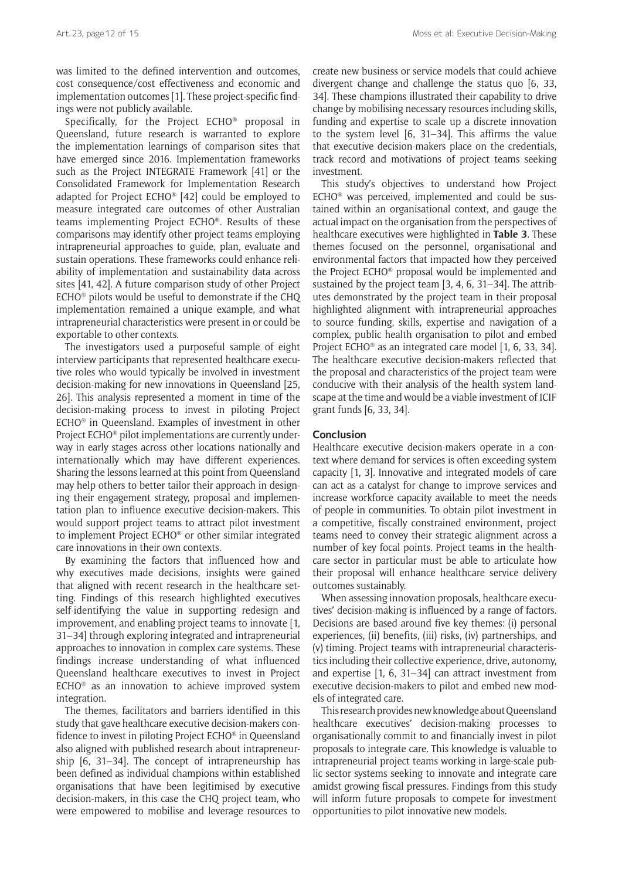was limited to the defined intervention and outcomes, cost consequence/cost effectiveness and economic and implementation outcomes [1]. These project-specific findings were not publicly available.

Specifically, for the Project ECHO® proposal in Queensland, future research is warranted to explore the implementation learnings of comparison sites that have emerged since 2016. Implementation frameworks such as the Project INTEGRATE Framework [41] or the Consolidated Framework for Implementation Research adapted for Project ECHO® [42] could be employed to measure integrated care outcomes of other Australian teams implementing Project ECHO®. Results of these comparisons may identify other project teams employing intrapreneurial approaches to guide, plan, evaluate and sustain operations. These frameworks could enhance reliability of implementation and sustainability data across sites [41, 42]. A future comparison study of other Project ECHO® pilots would be useful to demonstrate if the CHQ implementation remained a unique example, and what intrapreneurial characteristics were present in or could be exportable to other contexts.

The investigators used a purposeful sample of eight interview participants that represented healthcare executive roles who would typically be involved in investment decision-making for new innovations in Queensland [25, 26]. This analysis represented a moment in time of the decision-making process to invest in piloting Project ECHO® in Queensland. Examples of investment in other Project ECHO® pilot implementations are currently underway in early stages across other locations nationally and internationally which may have different experiences. Sharing the lessons learned at this point from Queensland may help others to better tailor their approach in designing their engagement strategy, proposal and implementation plan to influence executive decision-makers. This would support project teams to attract pilot investment to implement Project ECHO® or other similar integrated care innovations in their own contexts.

By examining the factors that influenced how and why executives made decisions, insights were gained that aligned with recent research in the healthcare setting. Findings of this research highlighted executives self-identifying the value in supporting redesign and improvement, and enabling project teams to innovate [1, 31–34] through exploring integrated and intrapreneurial approaches to innovation in complex care systems. These findings increase understanding of what influenced Queensland healthcare executives to invest in Project ECHO® as an innovation to achieve improved system integration.

The themes, facilitators and barriers identified in this study that gave healthcare executive decision-makers confidence to invest in piloting Project ECHO® in Queensland also aligned with published research about intrapreneurship [6, 31–34]. The concept of intrapreneurship has been defined as individual champions within established organisations that have been legitimised by executive decision-makers, in this case the CHQ project team, who were empowered to mobilise and leverage resources to create new business or service models that could achieve divergent change and challenge the status quo [6, 33, 34]. These champions illustrated their capability to drive change by mobilising necessary resources including skills, funding and expertise to scale up a discrete innovation to the system level [6, 31–34]. This affirms the value that executive decision-makers place on the credentials, track record and motivations of project teams seeking investment.

This study's objectives to understand how Project ECHO® was perceived, implemented and could be sustained within an organisational context, and gauge the actual impact on the organisation from the perspectives of healthcare executives were highlighted in **Table 3**. These themes focused on the personnel, organisational and environmental factors that impacted how they perceived the Project ECHO® proposal would be implemented and sustained by the project team [3, 4, 6, 31–34]. The attributes demonstrated by the project team in their proposal highlighted alignment with intrapreneurial approaches to source funding, skills, expertise and navigation of a complex, public health organisation to pilot and embed Project ECHO® as an integrated care model [1, 6, 33, 34]. The healthcare executive decision-makers reflected that the proposal and characteristics of the project team were conducive with their analysis of the health system landscape at the time and would be a viable investment of ICIF grant funds [6, 33, 34].

## Conclusion

Healthcare executive decision-makers operate in a context where demand for services is often exceeding system capacity [1, 3]. Innovative and integrated models of care can act as a catalyst for change to improve services and increase workforce capacity available to meet the needs of people in communities. To obtain pilot investment in a competitive, fiscally constrained environment, project teams need to convey their strategic alignment across a number of key focal points. Project teams in the healthcare sector in particular must be able to articulate how their proposal will enhance healthcare service delivery outcomes sustainably.

When assessing innovation proposals, healthcare executives' decision-making is influenced by a range of factors. Decisions are based around five key themes: (i) personal experiences, (ii) benefits, (iii) risks, (iv) partnerships, and (v) timing. Project teams with intrapreneurial characteristics including their collective experience, drive, autonomy, and expertise [1, 6, 31–34] can attract investment from executive decision-makers to pilot and embed new models of integrated care.

This research provides new knowledge about Queensland healthcare executives' decision-making processes to organisationally commit to and financially invest in pilot proposals to integrate care. This knowledge is valuable to intrapreneurial project teams working in large-scale public sector systems seeking to innovate and integrate care amidst growing fiscal pressures. Findings from this study will inform future proposals to compete for investment opportunities to pilot innovative new models.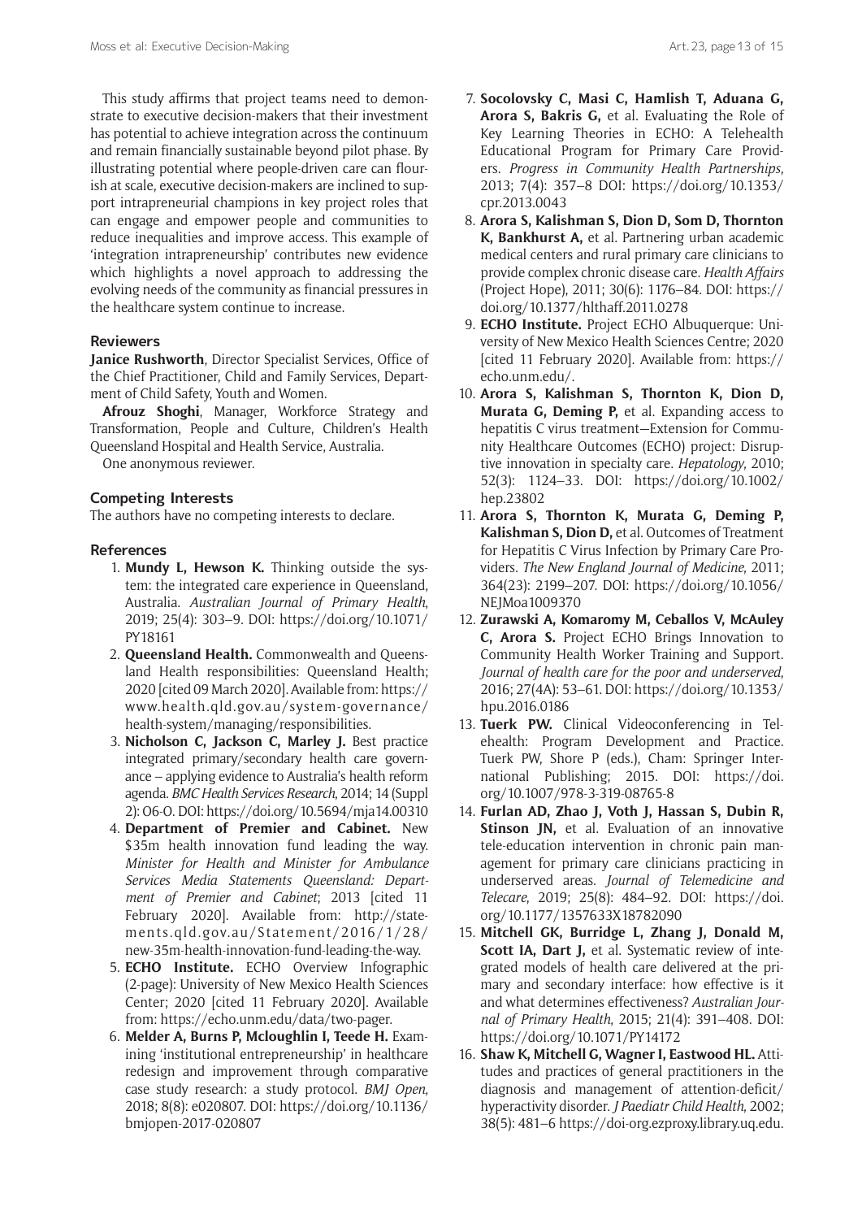This study affirms that project teams need to demonstrate to executive decision-makers that their investment has potential to achieve integration across the continuum and remain financially sustainable beyond pilot phase. By illustrating potential where people-driven care can flourish at scale, executive decision-makers are inclined to support intrapreneurial champions in key project roles that can engage and empower people and communities to reduce inequalities and improve access. This example of 'integration intrapreneurship' contributes new evidence which highlights a novel approach to addressing the evolving needs of the community as financial pressures in the healthcare system continue to increase.

## Reviewers

**Janice Rushworth**, Director Specialist Services, Office of the Chief Practitioner, Child and Family Services, Department of Child Safety, Youth and Women.

**Afrouz Shoghi**, Manager, Workforce Strategy and Transformation, People and Culture, Children's Health Queensland Hospital and Health Service, Australia.

One anonymous reviewer.

## Competing Interests

The authors have no competing interests to declare.

## References

1. **Mundy L, Hewson K.** Thinking outside the system: the integrated care experience in Queensland, Australia. *Australian Journal of Primary Health*, 2019; 25(4): 303–9. DOI: https://doi.org/10.1071/PY18161
2. **Queensland Health.** Commonwealth and Queensland Health responsibilities: Queensland Health; 2020 [cited 09 March 2020]. Available from: https://www.health.qld.gov.au/system-governance/health-system/managing/responsibilities.
3. **Nicholson C, Jackson C, Marley J.** Best practice integrated primary/secondary health care governance – applying evidence to Australia's health reform agenda. *BMC Health Services Research*, 2014; 14 (Suppl 2): O6-O. DOI: https://doi.org/10.5694/mja14.00310
4. **Department of Premier and Cabinet.** New $35m health innovation fund leading the way. *Minister for Health and Minister for Ambulance Services Media Statements Queensland: Department of Premier and Cabinet*; 2013 [cited 11 February 2020]. Available from: http://statements.qld.gov.au/Statement/2016/1/28/new-35m-health-innovation-fund-leading-the-way.
5. **ECHO Institute.** ECHO Overview Infographic (2-page): University of New Mexico Health Sciences Center; 2020 [cited 11 February 2020]. Available from: https://echo.unm.edu/data/two-pager.
6. **Melder A, Burns P, Mcloughlin I, Teede H.** Examining 'institutional entrepreneurship' in healthcare redesign and improvement through comparative case study research: a study protocol. *BMJ Open*, 2018; 8(8): e020807. DOI: https://doi.org/10.1136/bmjopen-2017-020807
7. **Socolovsky C, Masi C, Hamlish T, Aduana G, Arora S, Bakris G,** et al. Evaluating the Role of Key Learning Theories in ECHO: A Telehealth Educational Program for Primary Care Providers. *Progress in Community Health Partnerships*, 2013; 7(4): 357–8 DOI: https://doi.org/10.1353/cpr.2013.0043
8. **Arora S, Kalishman S, Dion D, Som D, Thornton K, Bankhurst A,** et al. Partnering urban academic medical centers and rural primary care clinicians to provide complex chronic disease care. *Health Affairs* (Project Hope), 2011; 30(6): 1176–84. DOI: https://doi.org/10.1377/hlthaff.2011.0278
9. **ECHO Institute.** Project ECHO Albuquerque: University of New Mexico Health Sciences Centre; 2020 [cited 11 February 2020]. Available from: https://echo.unm.edu/.
10. **Arora S, Kalishman S, Thornton K, Dion D, Murata G, Deming P,** et al. Expanding access to hepatitis C virus treatment—Extension for Community Healthcare Outcomes (ECHO) project: Disruptive innovation in specialty care. *Hepatology*, 2010; 52(3): 1124–33. DOI: https://doi.org/10.1002/hep.23802
11. **Arora S, Thornton K, Murata G, Deming P, Kalishman S, Dion D,** et al. Outcomes of Treatment for Hepatitis C Virus Infection by Primary Care Providers. *The New England Journal of Medicine*, 2011; 364(23): 2199–207. DOI: https://doi.org/10.1056/NEJMoa1009370
12. **Zurawski A, Komaromy M, Ceballos V, McAuley C, Arora S.** Project ECHO Brings Innovation to Community Health Worker Training and Support. *Journal of health care for the poor and underserved*, 2016; 27(4A): 53–61. DOI: https://doi.org/10.1353/hpu.2016.0186
13. **Tuerk PW.** Clinical Videoconferencing in Telehealth: Program Development and Practice. Tuerk PW, Shore P (eds.), Cham: Springer International Publishing; 2015. DOI: https://doi.org/10.1007/978-3-319-08765-8
14. **Furlan AD, Zhao J, Voth J, Hassan S, Dubin R, Stinson JN,** et al. Evaluation of an innovative tele-education intervention in chronic pain management for primary care clinicians practicing in underserved areas. *Journal of Telemedicine and Telecare*, 2019; 25(8): 484–92. DOI: https://doi.org/10.1177/1357633X18782090
15. **Mitchell GK, Burridge L, Zhang J, Donald M, Scott IA, Dart J,** et al. Systematic review of integrated models of health care delivered at the primary and secondary interface: how effective is it and what determines effectiveness? *Australian Journal of Primary Health*, 2015; 21(4): 391–408. DOI: https://doi.org/10.1071/PY14172
16. **Shaw K, Mitchell G, Wagner I, Eastwood HL.** Attitudes and practices of general practitioners in the diagnosis and management of attention-deficit/hyperactivity disorder. *J Paediatr Child Health*, 2002; 38(5): 481–6 https://doi-org.ezproxy.library.uq.edu.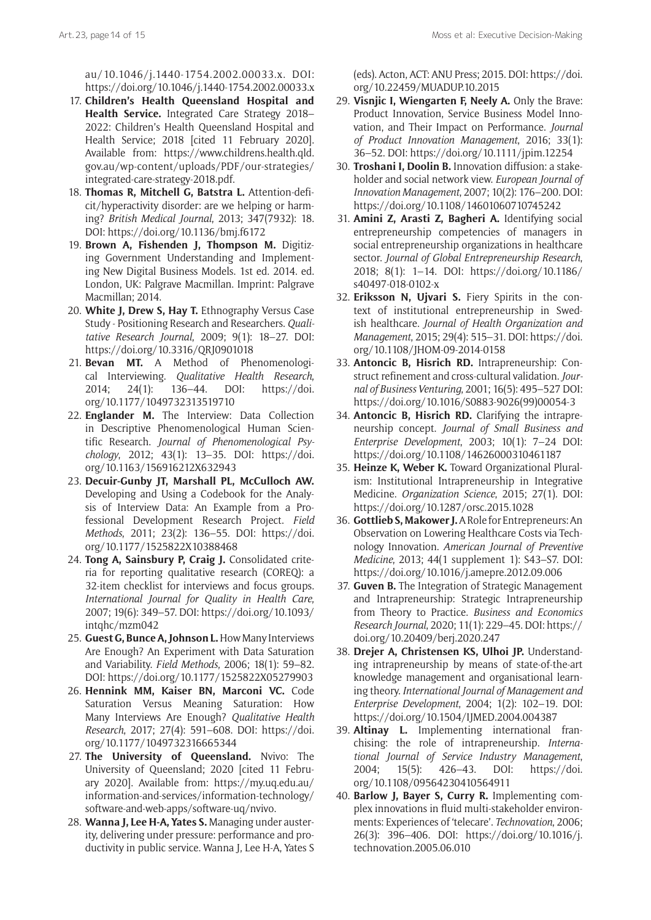au/10.1046/j.1440-1754.2002.00033.x. DOI: https://doi.org/10.1046/j.1440-1754.2002.00033.x

17. **Children's Health Queensland Hospital and Health Service.** Integrated Care Strategy 2018–2022: Children's Health Queensland Hospital and Health Service; 2018 [cited 11 February 2020]. Available from: https://www.childrens.health.qld.gov.au/wp-content/uploads/PDF/our-strategies/integrated-care-strategy-2018.pdf.
18. **Thomas R, Mitchell G, Batstra L.** Attention-deficit/hyperactivity disorder: are we helping or harming? *British Medical Journal*, 2013; 347(7932): 18. DOI: https://doi.org/10.1136/bmj.f6172
19. **Brown A, Fishenden J, Thompson M.** Digitizing Government Understanding and Implementing New Digital Business Models. 1st ed. 2014. ed. London, UK: Palgrave Macmillan. Imprint: Palgrave Macmillan; 2014.
20. **White J, Drew S, Hay T.** Ethnography Versus Case Study - Positioning Research and Researchers. *Qualitative Research Journal*, 2009; 9(1): 18–27. DOI: https://doi.org/10.3316/QRJ0901018
21. **Bevan MT.** A Method of Phenomenological Interviewing. *Qualitative Health Research*, 2014; 24(1): 136–44. DOI: https://doi.org/10.1177/1049732313519710
22. **Englander M.** The Interview: Data Collection in Descriptive Phenomenological Human Scientific Research. *Journal of Phenomenological Psychology*, 2012; 43(1): 13–35. DOI: https://doi.org/10.1163/156916212X632943
23. **Decuir-Gunby JT, Marshall PL, McCulloch AW.** Developing and Using a Codebook for the Analysis of Interview Data: An Example from a Professional Development Research Project. *Field Methods*, 2011; 23(2): 136–55. DOI: https://doi.org/10.1177/1525822X10388468
24. **Tong A, Sainsbury P, Craig J.** Consolidated criteria for reporting qualitative research (COREQ): a 32-item checklist for interviews and focus groups. *International Journal for Quality in Health Care*, 2007; 19(6): 349–57. DOI: https://doi.org/10.1093/intqhc/mzm042
25. **Guest G, Bunce A, Johnson L.** How Many Interviews Are Enough? An Experiment with Data Saturation and Variability. *Field Methods*, 2006; 18(1): 59–82. DOI: https://doi.org/10.1177/1525822X05279903
26. **Hennink MM, Kaiser BN, Marconi VC.** Code Saturation Versus Meaning Saturation: How Many Interviews Are Enough? *Qualitative Health Research*, 2017; 27(4): 591–608. DOI: https://doi.org/10.1177/1049732316665344
27. **The University of Queensland.** Nvivo: The University of Queensland; 2020 [cited 11 February 2020]. Available from: https://my.uq.edu.au/information-and-services/information-technology/software-and-web-apps/software-uq/nvivo.
28. **Wanna J, Lee H-A, Yates S.** Managing under austerity, delivering under pressure: performance and productivity in public service. Wanna J, Lee H-A, Yates S (eds). Acton, ACT: ANU Press; 2015. DOI: https://doi.org/10.22459/MUADUP.10.2015
29. **Visnjic I, Wiengarten F, Neely A.** Only the Brave: Product Innovation, Service Business Model Innovation, and Their Impact on Performance. *Journal of Product Innovation Management*, 2016; 33(1): 36–52. DOI: https://doi.org/10.1111/jpim.12254
30. **Troshani I, Doolin B.** Innovation diffusion: a stakeholder and social network view. *European Journal of Innovation Management*, 2007; 10(2): 176–200. DOI: https://doi.org/10.1108/14601060710745242
31. **Amini Z, Arasti Z, Bagheri A.** Identifying social entrepreneurship competencies of managers in social entrepreneurship organizations in healthcare sector. *Journal of Global Entrepreneurship Research*, 2018; 8(1): 1–14. DOI: https://doi.org/10.1186/s40497-018-0102-x
32. **Eriksson N, Ujvari S.** Fiery Spirits in the context of institutional entrepreneurship in Swedish healthcare. *Journal of Health Organization and Management*, 2015; 29(4): 515–31. DOI: https://doi.org/10.1108/JHOM-09-2014-0158
33. **Antoncic B, Hisrich RD.** Intrapreneurship: Construct refinement and cross-cultural validation. *Journal of Business Venturing*, 2001; 16(5): 495–527 DOI: https://doi.org/10.1016/S0883-9026(99)00054-3
34. **Antoncic B, Hisrich RD.** Clarifying the intrapreneurship concept. *Journal of Small Business and Enterprise Development*, 2003; 10(1): 7–24 DOI: https://doi.org/10.1108/14626000310461187
35. **Heinze K, Weber K.** Toward Organizational Pluralism: Institutional Intrapreneurship in Integrative Medicine. *Organization Science*, 2015; 27(1). DOI: https://doi.org/10.1287/orsc.2015.1028
36. **Gottlieb S, Makower J.** A Role for Entrepreneurs: An Observation on Lowering Healthcare Costs via Technology Innovation. *American Journal of Preventive Medicine*, 2013; 44(1 supplement 1): S43–S7. DOI: https://doi.org/10.1016/j.amepre.2012.09.006
37. **Guven B.** The Integration of Strategic Management and Intrapreneurship: Strategic Intrapreneurship from Theory to Practice. *Business and Economics Research Journal*, 2020; 11(1): 229–45. DOI: https://doi.org/10.20409/berj.2020.247
38. **Drejer A, Christensen KS, Ulhoi JP.** Understanding intrapreneurship by means of state-of-the-art knowledge management and organisational learning theory. *International Journal of Management and Enterprise Development*, 2004; 1(2): 102–19. DOI: https://doi.org/10.1504/IJMED.2004.004387
39. **Altinay L.** Implementing international franchising: the role of intrapreneurship. *International Journal of Service Industry Management*, 2004; 15(5): 426–43. DOI: https://doi.org/10.1108/09564230410564911
40. **Barlow J, Bayer S, Curry R.** Implementing complex innovations in fluid multi-stakeholder environments: Experiences of 'telecare'. *Technovation*, 2006; 26(3): 396–406. DOI: https://doi.org/10.1016/j.technovation.2005.06.010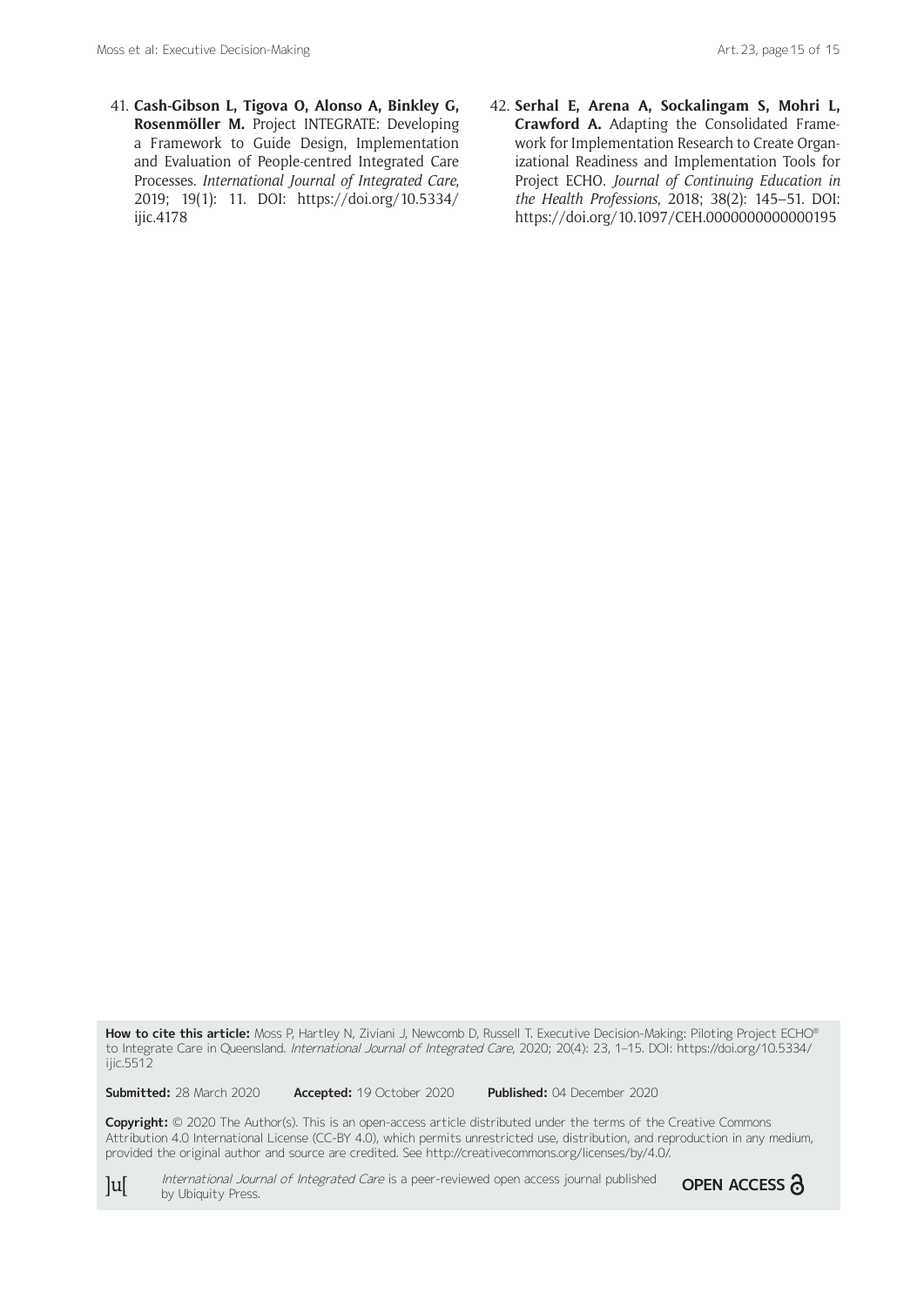41. **Cash-Gibson L, Tigova O, Alonso A, Binkley G, Rosenmöller M.** Project INTEGRATE: Developing a Framework to Guide Design, Implementation and Evaluation of People-centred Integrated Care Processes. *International Journal of Integrated Care*, 2019; 19(1): 11. DOI: https://doi.org/10.5334/ijic.4178
42. **Serhal E, Arena A, Sockalingam S, Mohri L, Crawford A.** Adapting the Consolidated Framework for Implementation Research to Create Organizational Readiness and Implementation Tools for Project ECHO. *Journal of Continuing Education in the Health Professions*, 2018; 38(2): 145–51. DOI: https://doi.org/10.1097/CEH.0000000000000195

**How to cite this article:** Moss P, Hartley N, Ziviani J, Newcomb D, Russell T. Executive Decision-Making: Piloting Project ECHO® to Integrate Care in Queensland. *International Journal of Integrated Care*, 2020; 20(4): 23, 1–15. DOI: https://doi.org/10.5334/ijic.5512

**Submitted:** 28 March 2020 **Accepted:** 19 October 2020 **Published:** 04 December 2020

**Copyright:** © 2020 The Author(s). This is an open-access article distributed under the terms of the Creative Commons Attribution 4.0 International License (CC-BY 4.0), which permits unrestricted use, distribution, and reproduction in any medium, provided the original author and source are credited. See http://creativecommons.org/licenses/by/4.0/.

]u[ *International Journal of Integrated Care* is a peer-reviewed open access journal published by Ubiquity Press. **OPEN ACCESS**